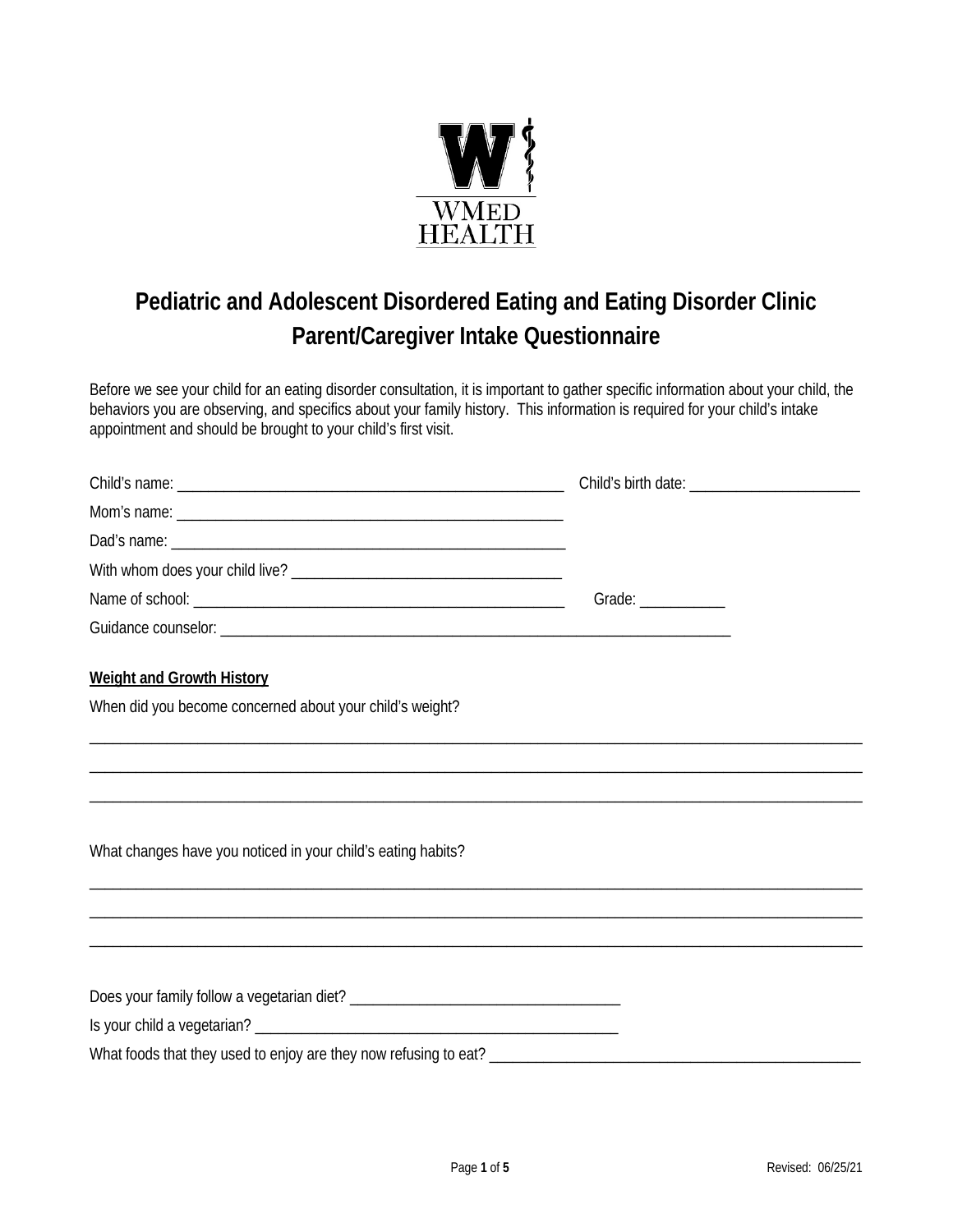WMED HEALTH

# Pediatric and Adolescent Disordered Eating and Eating Disorder Clinic
## Parent/Caregiver Intake Questionnaire

Before we see your child for an eating disorder consultation, it is important to gather specific information about your child, the behaviors you are observing, and specifics about your family history. This information is required for your child's intake appointment and should be brought to your child's first visit.

Child's name: ___________________________________________________ Child's birth date: ______________________

Mom's name: ___________________________________________________

Dad's name: ____________________________________________________

With whom does your child live? ____________________________________

Name of school: _________________________________________________ Grade: ___________

Guidance counselor: ______________________________________________________________________

**Weight and Growth History**

When did you become concerned about your child's weight?

_____________________________________________________________________________________________________

_____________________________________________________________________________________________________

_____________________________________________________________________________________________________

What changes have you noticed in your child's eating habits?

_____________________________________________________________________________________________________

_____________________________________________________________________________________________________

_____________________________________________________________________________________________________

Does your family follow a vegetarian diet? ____________________________________

Is your child a vegetarian? __________________________________________________

What foods that they used to enjoy are they now refusing to eat? __________________________________________________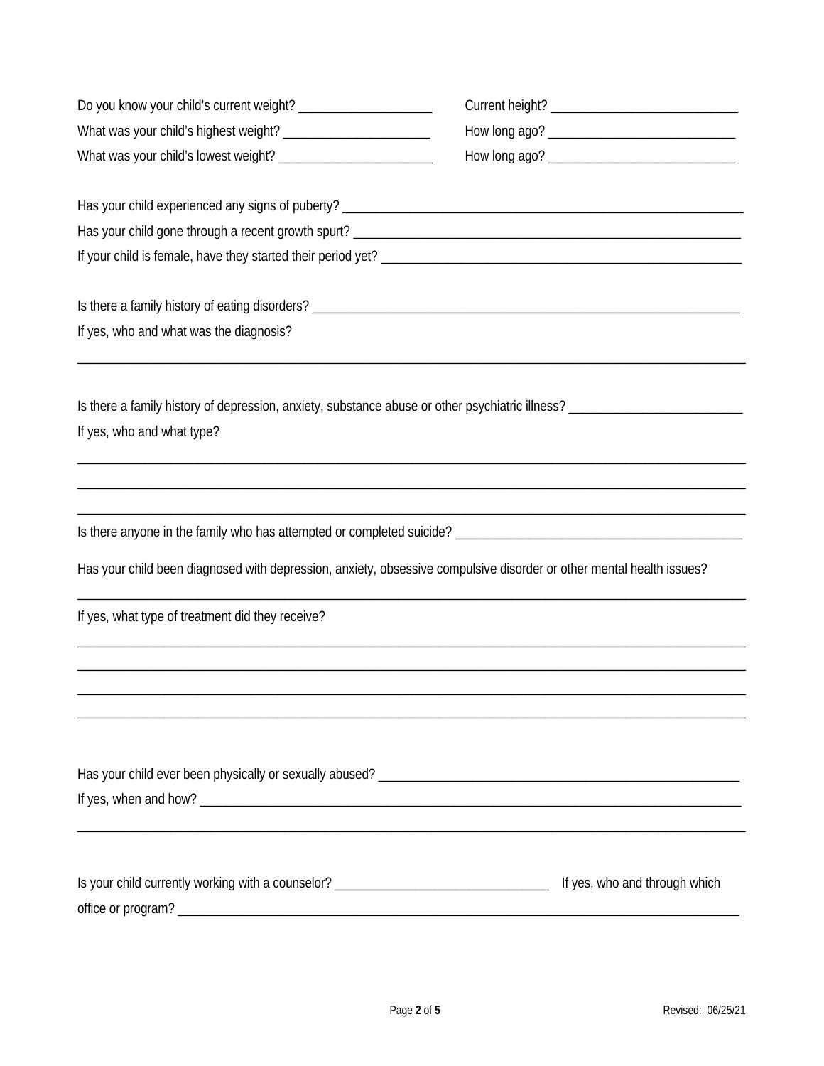Do you know your child's current weight? ____________________ Current height? ___________________________

What was your child's highest weight? ______________________ How long ago? ___________________________

What was your child's lowest weight? _______________________ How long ago? ___________________________

Has your child experienced any signs of puberty? ____________________________________________________________

Has your child gone through a recent growth spurt? __________________________________________________________

If your child is female, have they started their period yet? _____________________________________________________

Is there a family history of eating disorders? _________________________________________________________________

If yes, who and what was the diagnosis?

______________________________________________________________________________________________

Is there a family history of depression, anxiety, substance abuse or other psychiatric illness? _________________________

If yes, who and what type?

______________________________________________________________________________________________

______________________________________________________________________________________________

______________________________________________________________________________________________

Is there anyone in the family who has attempted or completed suicide? ___________________________________________

Has your child been diagnosed with depression, anxiety, obsessive compulsive disorder or other mental health issues?

______________________________________________________________________________________________

If yes, what type of treatment did they receive?

______________________________________________________________________________________________

______________________________________________________________________________________________

______________________________________________________________________________________________

______________________________________________________________________________________________

Has your child ever been physically or sexually abused? ______________________________________________________

If yes, when and how? ________________________________________________________________________________

______________________________________________________________________________________________

Is your child currently working with a counselor? _______________________________ If yes, who and through which office or program? ________________________________________________________________________________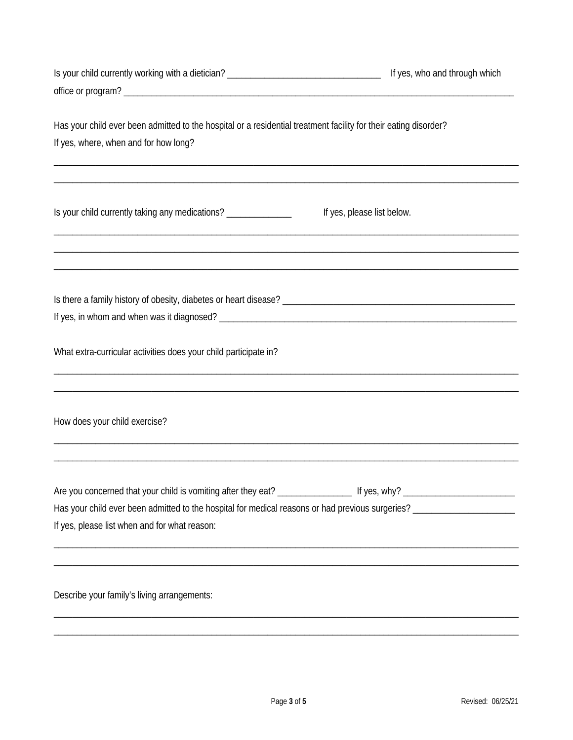Is your child currently working with a dietician? _________________________________ If yes, who and through which office or program? _____________________________________________________________________________________________

Has your child ever been admitted to the hospital or a residential treatment facility for their eating disorder?
If yes, where, when and for how long?

_____________________________________________________________________________________________

_____________________________________________________________________________________________

Is your child currently taking any medications? ______________ If yes, please list below.

_____________________________________________________________________________________________

_____________________________________________________________________________________________

_____________________________________________________________________________________________

Is there a family history of obesity, diabetes or heart disease? ___________________________________________________
If yes, in whom and when was it diagnosed? _____________________________________________________________________

What extra-curricular activities does your child participate in?

_____________________________________________________________________________________________

_____________________________________________________________________________________________

How does your child exercise?

_____________________________________________________________________________________________

_____________________________________________________________________________________________

Are you concerned that your child is vomiting after they eat? ________________ If yes, why? ________________________
Has your child ever been admitted to the hospital for medical reasons or had previous surgeries? ______________________
If yes, please list when and for what reason:

_____________________________________________________________________________________________

_____________________________________________________________________________________________

Describe your family's living arrangements:

_____________________________________________________________________________________________

_____________________________________________________________________________________________

Revised: 06/25/21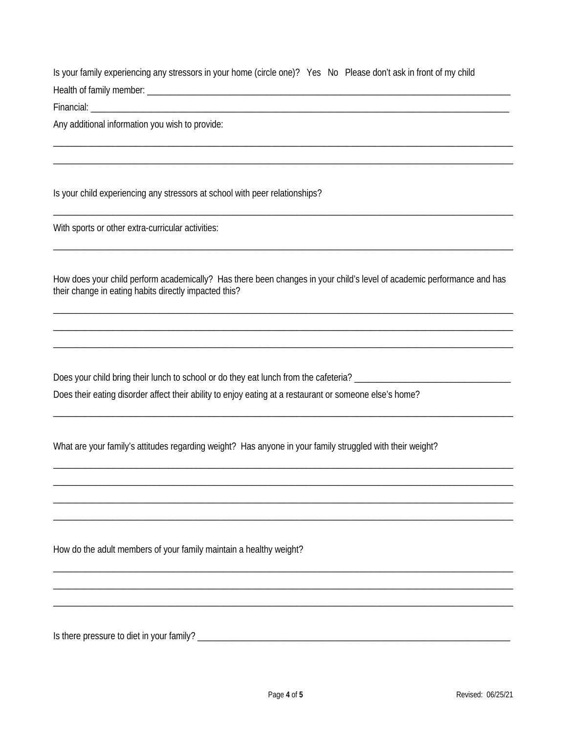Is your family experiencing any stressors in your home (circle one)? Yes No Please don't ask in front of my child

Health of family member: ___________________________________________________________________________

Financial: _________________________________________________________________________________________

Any additional information you wish to provide:

______________________________________________________________________________________________

______________________________________________________________________________________________

Is your child experiencing any stressors at school with peer relationships?

______________________________________________________________________________________________

With sports or other extra-curricular activities:

______________________________________________________________________________________________

How does your child perform academically? Has there been changes in your child's level of academic performance and has their change in eating habits directly impacted this?

______________________________________________________________________________________________

______________________________________________________________________________________________

______________________________________________________________________________________________

Does your child bring their lunch to school or do they eat lunch from the cafeteria? _______________________________

Does their eating disorder affect their ability to enjoy eating at a restaurant or someone else's home?

______________________________________________________________________________________________

What are your family's attitudes regarding weight? Has anyone in your family struggled with their weight?

______________________________________________________________________________________________

______________________________________________________________________________________________

______________________________________________________________________________________________

______________________________________________________________________________________________

How do the adult members of your family maintain a healthy weight?

______________________________________________________________________________________________

______________________________________________________________________________________________

______________________________________________________________________________________________

Is there pressure to diet in your family? ________________________________________________________________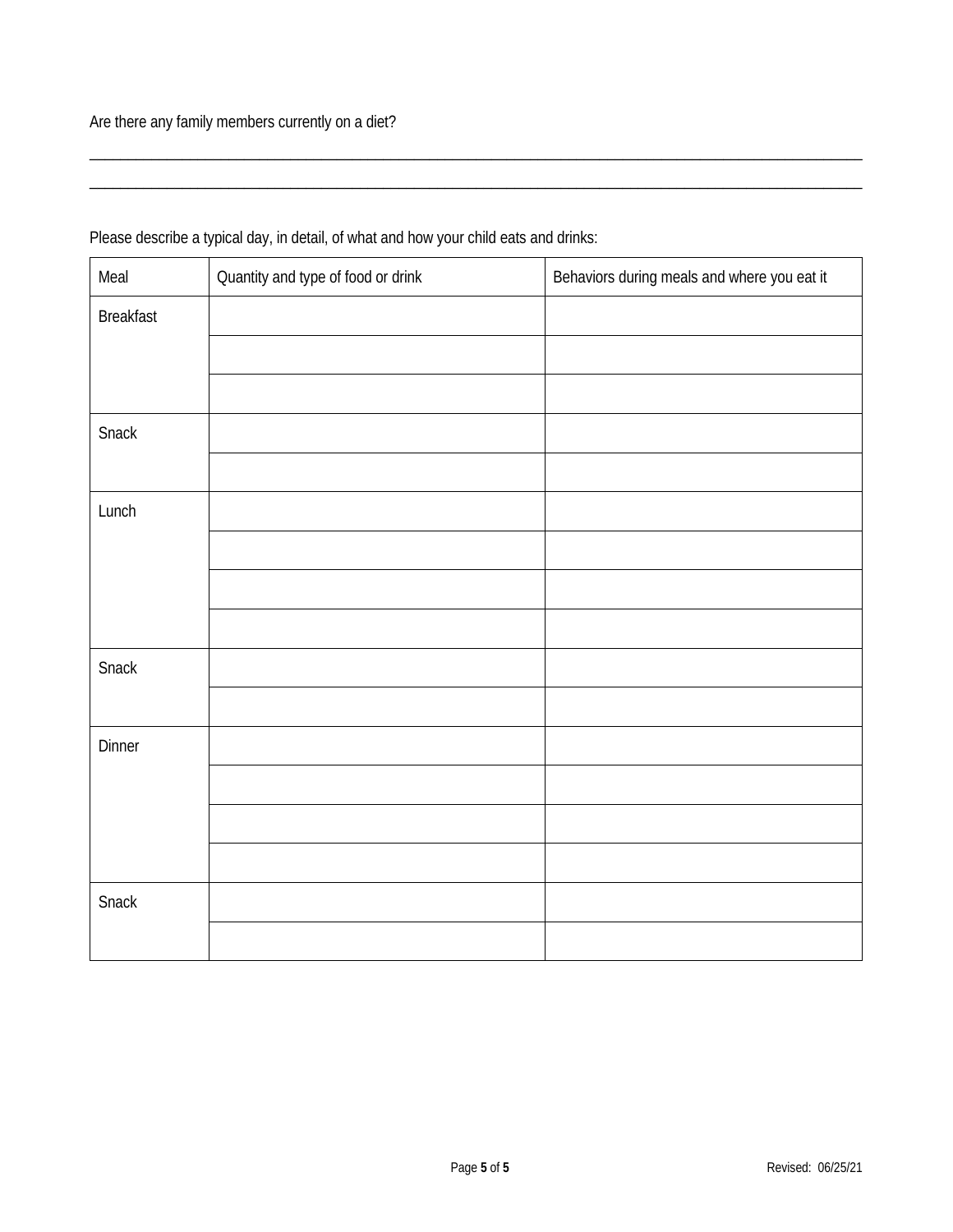Are there any family members currently on a diet?

\_\_\_\_\_\_\_\_\_\_\_\_\_\_\_\_\_\_\_\_\_\_\_\_\_\_\_\_\_\_\_\_\_\_\_\_\_\_\_\_\_\_\_\_\_\_\_\_\_\_\_\_\_\_\_\_\_\_\_\_\_\_\_\_\_\_\_\_\_\_\_\_\_\_\_\_\_\_\_\_\_\_\_\_

\_\_\_\_\_\_\_\_\_\_\_\_\_\_\_\_\_\_\_\_\_\_\_\_\_\_\_\_\_\_\_\_\_\_\_\_\_\_\_\_\_\_\_\_\_\_\_\_\_\_\_\_\_\_\_\_\_\_\_\_\_\_\_\_\_\_\_\_\_\_\_\_\_\_\_\_\_\_\_\_\_\_\_\_

Please describe a typical day, in detail, of what and how your child eats and drinks:

| Meal | Quantity and type of food or drink | Behaviors during meals and where you eat it |
|---|---|---|
| Breakfast | | |
| | | |
| | | |
| Snack | | |
| | | |
| Lunch | | |
| | | |
| | | |
| | | |
| Snack | | |
| | | |
| Dinner | | |
| | | |
| | | |
| | | |
| Snack | | |
| | | |

Revised: 06/25/21